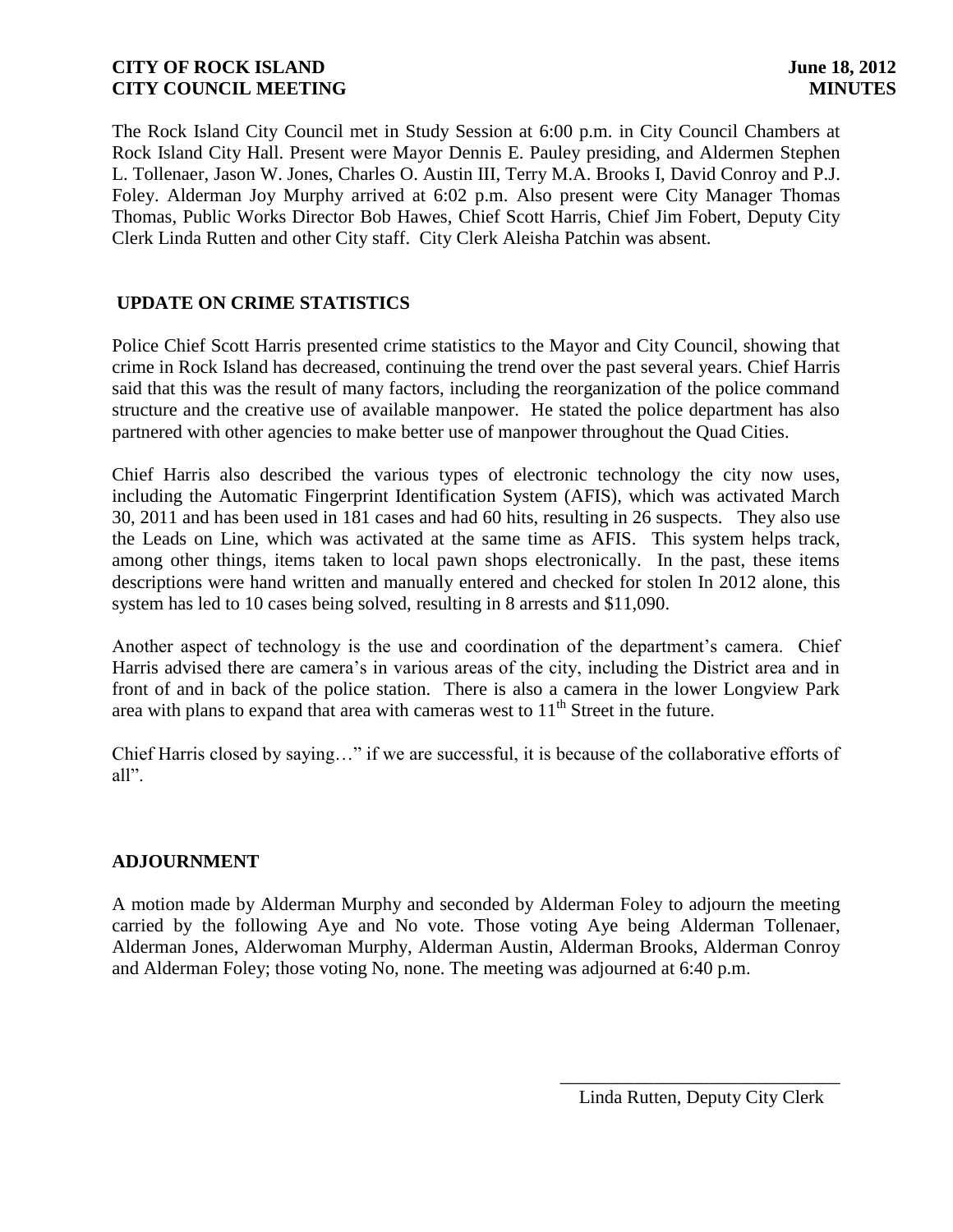**CITY OF ROCK ISLAND** **June 18, 2012**
**CITY COUNCIL MEETING** **MINUTES**

The Rock Island City Council met in Study Session at 6:00 p.m. in City Council Chambers at Rock Island City Hall. Present were Mayor Dennis E. Pauley presiding, and Aldermen Stephen L. Tollenaer, Jason W. Jones, Charles O. Austin III, Terry M.A. Brooks I, David Conroy and P.J. Foley. Alderman Joy Murphy arrived at 6:02 p.m. Also present were City Manager Thomas Thomas, Public Works Director Bob Hawes, Chief Scott Harris, Chief Jim Fobert, Deputy City Clerk Linda Rutten and other City staff. City Clerk Aleisha Patchin was absent.

## UPDATE ON CRIME STATISTICS

Police Chief Scott Harris presented crime statistics to the Mayor and City Council, showing that crime in Rock Island has decreased, continuing the trend over the past several years. Chief Harris said that this was the result of many factors, including the reorganization of the police command structure and the creative use of available manpower. He stated the police department has also partnered with other agencies to make better use of manpower throughout the Quad Cities.

Chief Harris also described the various types of electronic technology the city now uses, including the Automatic Fingerprint Identification System (AFIS), which was activated March 30, 2011 and has been used in 181 cases and had 60 hits, resulting in 26 suspects. They also use the Leads on Line, which was activated at the same time as AFIS. This system helps track, among other things, items taken to local pawn shops electronically. In the past, these items descriptions were hand written and manually entered and checked for stolen In 2012 alone, this system has led to 10 cases being solved, resulting in 8 arrests and $11,090.

Another aspect of technology is the use and coordination of the department's camera. Chief Harris advised there are camera's in various areas of the city, including the District area and in front of and in back of the police station. There is also a camera in the lower Longview Park area with plans to expand that area with cameras west to 11th Street in the future.

Chief Harris closed by saying…" if we are successful, it is because of the collaborative efforts of all".

## ADJOURNMENT

A motion made by Alderman Murphy and seconded by Alderman Foley to adjourn the meeting carried by the following Aye and No vote. Those voting Aye being Alderman Tollenaer, Alderman Jones, Alderwoman Murphy, Alderman Austin, Alderman Brooks, Alderman Conroy and Alderman Foley; those voting No, none. The meeting was adjourned at 6:40 p.m.

\_\_\_\_\_\_\_\_\_\_\_\_\_\_\_\_\_\_\_\_\_\_\_\_\_\_\_\_\_\_
Linda Rutten, Deputy City Clerk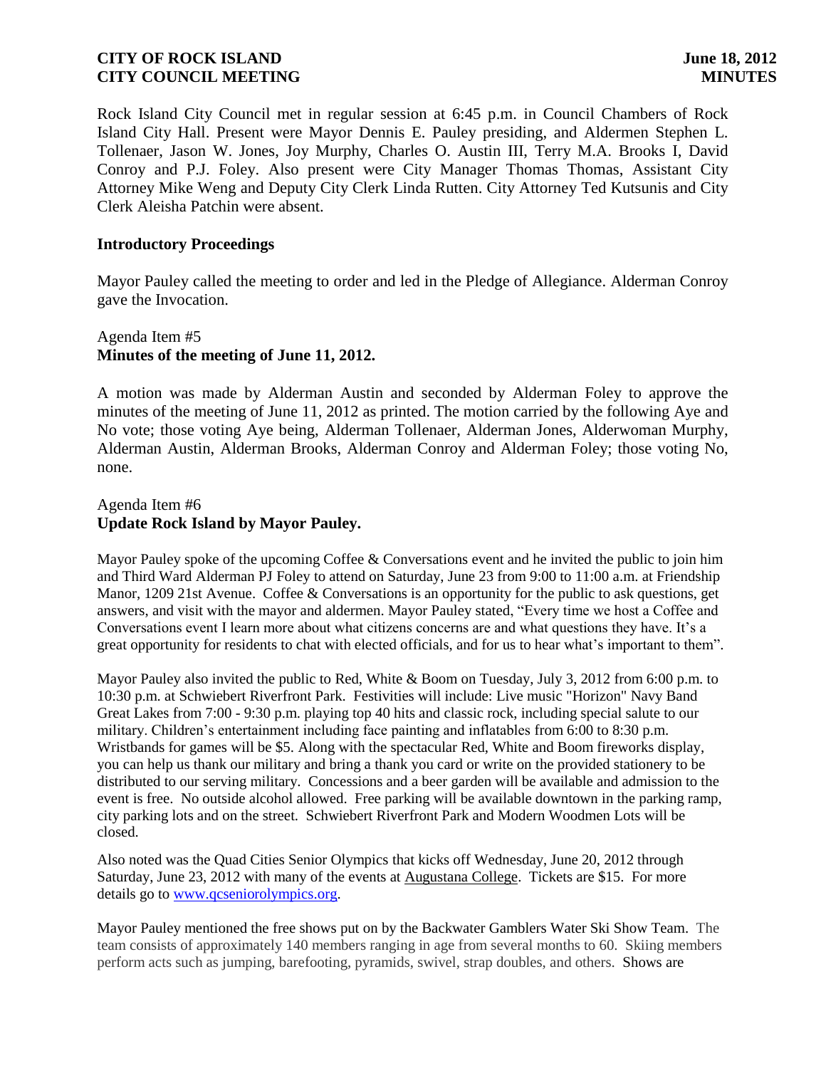Rock Island City Council met in regular session at 6:45 p.m. in Council Chambers of Rock Island City Hall. Present were Mayor Dennis E. Pauley presiding, and Aldermen Stephen L. Tollenaer, Jason W. Jones, Joy Murphy, Charles O. Austin III, Terry M.A. Brooks I, David Conroy and P.J. Foley. Also present were City Manager Thomas Thomas, Assistant City Attorney Mike Weng and Deputy City Clerk Linda Rutten. City Attorney Ted Kutsunis and City Clerk Aleisha Patchin were absent.

### Introductory Proceedings

Mayor Pauley called the meeting to order and led in the Pledge of Allegiance. Alderman Conroy gave the Invocation.

Agenda Item #5
**Minutes of the meeting of June 11, 2012.**

A motion was made by Alderman Austin and seconded by Alderman Foley to approve the minutes of the meeting of June 11, 2012 as printed. The motion carried by the following Aye and No vote; those voting Aye being, Alderman Tollenaer, Alderman Jones, Alderwoman Murphy, Alderman Austin, Alderman Brooks, Alderman Conroy and Alderman Foley; those voting No, none.

Agenda Item #6
**Update Rock Island by Mayor Pauley.**

Mayor Pauley spoke of the upcoming Coffee & Conversations event and he invited the public to join him and Third Ward Alderman PJ Foley to attend on Saturday, June 23 from 9:00 to 11:00 a.m. at Friendship Manor, 1209 21st Avenue. Coffee & Conversations is an opportunity for the public to ask questions, get answers, and visit with the mayor and aldermen. Mayor Pauley stated, "Every time we host a Coffee and Conversations event I learn more about what citizens concerns are and what questions they have. It's a great opportunity for residents to chat with elected officials, and for us to hear what's important to them".

Mayor Pauley also invited the public to Red, White & Boom on Tuesday, July 3, 2012 from 6:00 p.m. to 10:30 p.m. at Schwiebert Riverfront Park. Festivities will include: Live music "Horizon" Navy Band Great Lakes from 7:00 - 9:30 p.m. playing top 40 hits and classic rock, including special salute to our military. Children's entertainment including face painting and inflatables from 6:00 to 8:30 p.m. Wristbands for games will be $5. Along with the spectacular Red, White and Boom fireworks display, you can help us thank our military and bring a thank you card or write on the provided stationery to be distributed to our serving military. Concessions and a beer garden will be available and admission to the event is free. No outside alcohol allowed. Free parking will be available downtown in the parking ramp, city parking lots and on the street. Schwiebert Riverfront Park and Modern Woodmen Lots will be closed.

Also noted was the Quad Cities Senior Olympics that kicks off Wednesday, June 20, 2012 through Saturday, June 23, 2012 with many of the events at Augustana College. Tickets are $15. For more details go to www.qcseniorolympics.org.

Mayor Pauley mentioned the free shows put on by the Backwater Gamblers Water Ski Show Team. The team consists of approximately 140 members ranging in age from several months to 60. Skiing members perform acts such as jumping, barefooting, pyramids, swivel, strap doubles, and others. Shows are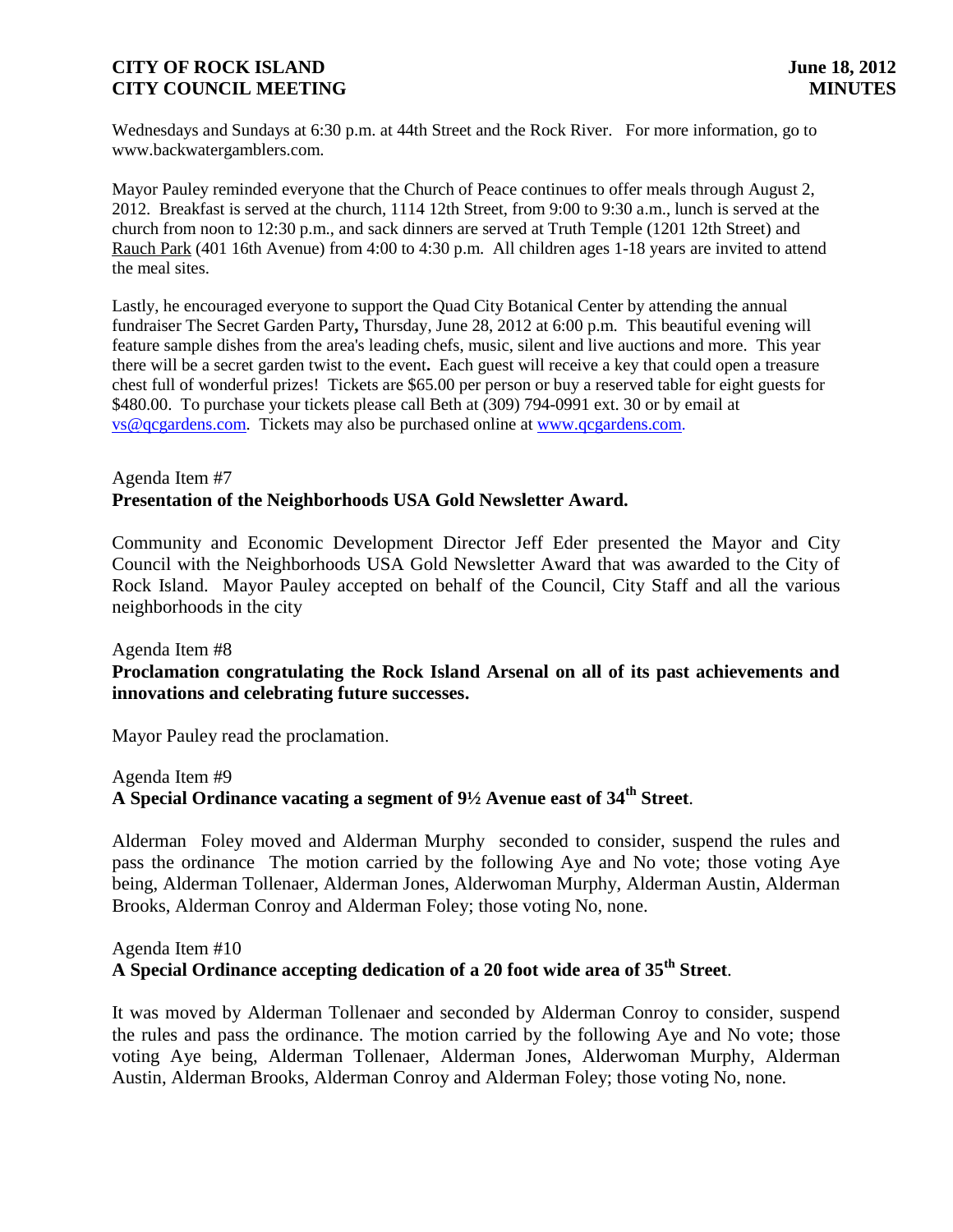Wednesdays and Sundays at 6:30 p.m. at 44th Street and the Rock River. For more information, go to www.backwatergamblers.com.

Mayor Pauley reminded everyone that the Church of Peace continues to offer meals through August 2, 2012. Breakfast is served at the church, 1114 12th Street, from 9:00 to 9:30 a.m., lunch is served at the church from noon to 12:30 p.m., and sack dinners are served at Truth Temple (1201 12th Street) and Rauch Park (401 16th Avenue) from 4:00 to 4:30 p.m. All children ages 1-18 years are invited to attend the meal sites.

Lastly, he encouraged everyone to support the Quad City Botanical Center by attending the annual fundraiser The Secret Garden Party**,** Thursday, June 28, 2012 at 6:00 p.m. This beautiful evening will feature sample dishes from the area's leading chefs, music, silent and live auctions and more. This year there will be a secret garden twist to the event**.** Each guest will receive a key that could open a treasure chest full of wonderful prizes! Tickets are $65.00 per person or buy a reserved table for eight guests for $480.00. To purchase your tickets please call Beth at (309) 794-0991 ext. 30 or by email at vs@qcgardens.com. Tickets may also be purchased online at www.qcgardens.com.

Agenda Item #7
**Presentation of the Neighborhoods USA Gold Newsletter Award.**

Community and Economic Development Director Jeff Eder presented the Mayor and City Council with the Neighborhoods USA Gold Newsletter Award that was awarded to the City of Rock Island. Mayor Pauley accepted on behalf of the Council, City Staff and all the various neighborhoods in the city

Agenda Item #8
**Proclamation congratulating the Rock Island Arsenal on all of its past achievements and innovations and celebrating future successes.**

Mayor Pauley read the proclamation.

Agenda Item #9
**A Special Ordinance vacating a segment of 9½ Avenue east of 34th Street**.

Alderman Foley moved and Alderman Murphy seconded to consider, suspend the rules and pass the ordinance The motion carried by the following Aye and No vote; those voting Aye being, Alderman Tollenaer, Alderman Jones, Alderwoman Murphy, Alderman Austin, Alderman Brooks, Alderman Conroy and Alderman Foley; those voting No, none.

Agenda Item #10
**A Special Ordinance accepting dedication of a 20 foot wide area of 35th Street**.

It was moved by Alderman Tollenaer and seconded by Alderman Conroy to consider, suspend the rules and pass the ordinance. The motion carried by the following Aye and No vote; those voting Aye being, Alderman Tollenaer, Alderman Jones, Alderwoman Murphy, Alderman Austin, Alderman Brooks, Alderman Conroy and Alderman Foley; those voting No, none.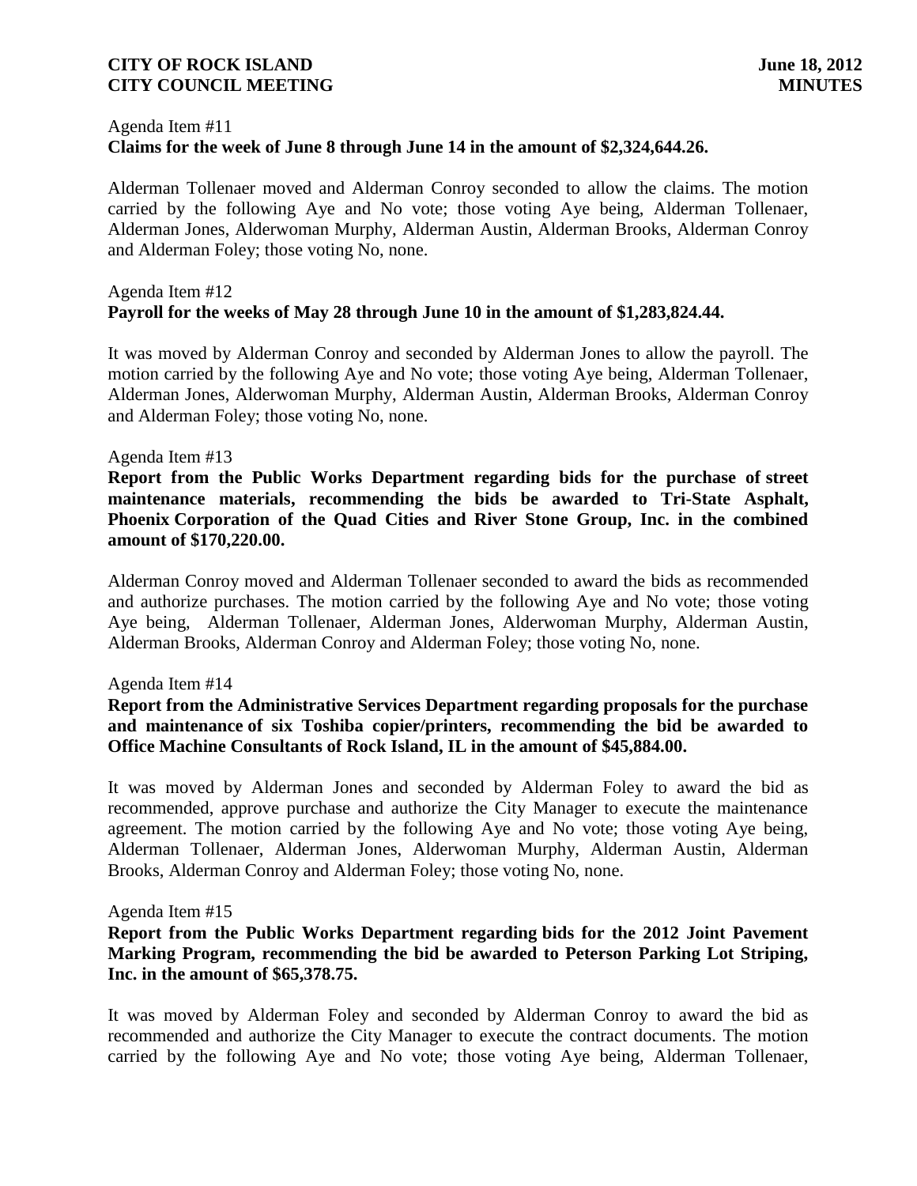Agenda Item #11

**Claims for the week of June 8 through June 14 in the amount of $2,324,644.26.**

Alderman Tollenaer moved and Alderman Conroy seconded to allow the claims. The motion carried by the following Aye and No vote; those voting Aye being, Alderman Tollenaer, Alderman Jones, Alderwoman Murphy, Alderman Austin, Alderman Brooks, Alderman Conroy and Alderman Foley; those voting No, none.

Agenda Item #12

**Payroll for the weeks of May 28 through June 10 in the amount of $1,283,824.44.**

It was moved by Alderman Conroy and seconded by Alderman Jones to allow the payroll. The motion carried by the following Aye and No vote; those voting Aye being, Alderman Tollenaer, Alderman Jones, Alderwoman Murphy, Alderman Austin, Alderman Brooks, Alderman Conroy and Alderman Foley; those voting No, none.

Agenda Item #13

**Report from the Public Works Department regarding bids for the purchase of street maintenance materials, recommending the bids be awarded to Tri-State Asphalt, Phoenix Corporation of the Quad Cities and River Stone Group, Inc. in the combined amount of $170,220.00.**

Alderman Conroy moved and Alderman Tollenaer seconded to award the bids as recommended and authorize purchases. The motion carried by the following Aye and No vote; those voting Aye being, Alderman Tollenaer, Alderman Jones, Alderwoman Murphy, Alderman Austin, Alderman Brooks, Alderman Conroy and Alderman Foley; those voting No, none.

Agenda Item #14

**Report from the Administrative Services Department regarding proposals for the purchase and maintenance of six Toshiba copier/printers, recommending the bid be awarded to Office Machine Consultants of Rock Island, IL in the amount of $45,884.00.**

It was moved by Alderman Jones and seconded by Alderman Foley to award the bid as recommended, approve purchase and authorize the City Manager to execute the maintenance agreement. The motion carried by the following Aye and No vote; those voting Aye being, Alderman Tollenaer, Alderman Jones, Alderwoman Murphy, Alderman Austin, Alderman Brooks, Alderman Conroy and Alderman Foley; those voting No, none.

Agenda Item #15

**Report from the Public Works Department regarding bids for the 2012 Joint Pavement Marking Program, recommending the bid be awarded to Peterson Parking Lot Striping, Inc. in the amount of $65,378.75.**

It was moved by Alderman Foley and seconded by Alderman Conroy to award the bid as recommended and authorize the City Manager to execute the contract documents. The motion carried by the following Aye and No vote; those voting Aye being, Alderman Tollenaer,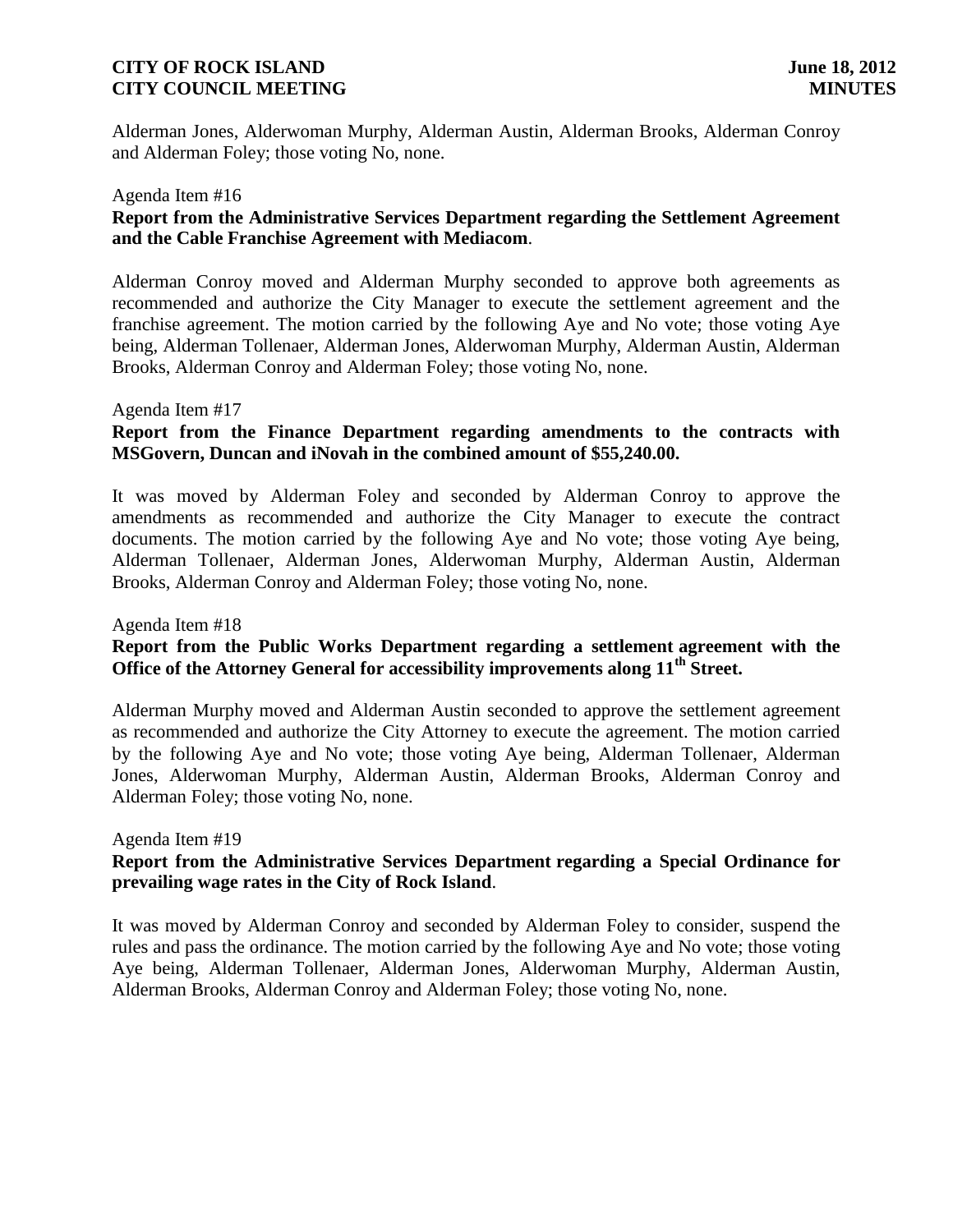Alderman Jones, Alderwoman Murphy, Alderman Austin, Alderman Brooks, Alderman Conroy and Alderman Foley; those voting No, none.

Agenda Item #16

**Report from the Administrative Services Department regarding the Settlement Agreement and the Cable Franchise Agreement with Mediacom**.

Alderman Conroy moved and Alderman Murphy seconded to approve both agreements as recommended and authorize the City Manager to execute the settlement agreement and the franchise agreement. The motion carried by the following Aye and No vote; those voting Aye being, Alderman Tollenaer, Alderman Jones, Alderwoman Murphy, Alderman Austin, Alderman Brooks, Alderman Conroy and Alderman Foley; those voting No, none.

Agenda Item #17

**Report from the Finance Department regarding amendments to the contracts with MSGovern, Duncan and iNovah in the combined amount of $55,240.00.**

It was moved by Alderman Foley and seconded by Alderman Conroy to approve the amendments as recommended and authorize the City Manager to execute the contract documents. The motion carried by the following Aye and No vote; those voting Aye being, Alderman Tollenaer, Alderman Jones, Alderwoman Murphy, Alderman Austin, Alderman Brooks, Alderman Conroy and Alderman Foley; those voting No, none.

Agenda Item #18

**Report from the Public Works Department regarding a settlement agreement with the Office of the Attorney General for accessibility improvements along 11th Street.**

Alderman Murphy moved and Alderman Austin seconded to approve the settlement agreement as recommended and authorize the City Attorney to execute the agreement. The motion carried by the following Aye and No vote; those voting Aye being, Alderman Tollenaer, Alderman Jones, Alderwoman Murphy, Alderman Austin, Alderman Brooks, Alderman Conroy and Alderman Foley; those voting No, none.

Agenda Item #19

**Report from the Administrative Services Department regarding a Special Ordinance for prevailing wage rates in the City of Rock Island**.

It was moved by Alderman Conroy and seconded by Alderman Foley to consider, suspend the rules and pass the ordinance. The motion carried by the following Aye and No vote; those voting Aye being, Alderman Tollenaer, Alderman Jones, Alderwoman Murphy, Alderman Austin, Alderman Brooks, Alderman Conroy and Alderman Foley; those voting No, none.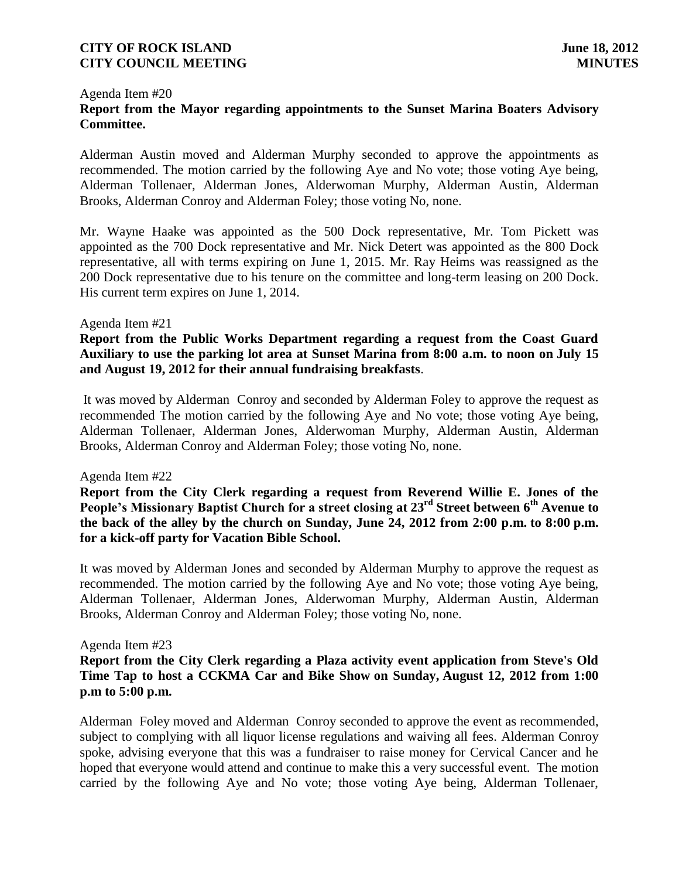Agenda Item #20

**Report from the Mayor regarding appointments to the Sunset Marina Boaters Advisory Committee.**

Alderman Austin moved and Alderman Murphy seconded to approve the appointments as recommended. The motion carried by the following Aye and No vote; those voting Aye being, Alderman Tollenaer, Alderman Jones, Alderwoman Murphy, Alderman Austin, Alderman Brooks, Alderman Conroy and Alderman Foley; those voting No, none.

Mr. Wayne Haake was appointed as the 500 Dock representative, Mr. Tom Pickett was appointed as the 700 Dock representative and Mr. Nick Detert was appointed as the 800 Dock representative, all with terms expiring on June 1, 2015. Mr. Ray Heims was reassigned as the 200 Dock representative due to his tenure on the committee and long-term leasing on 200 Dock. His current term expires on June 1, 2014.

Agenda Item #21

**Report from the Public Works Department regarding a request from the Coast Guard Auxiliary to use the parking lot area at Sunset Marina from 8:00 a.m. to noon on July 15 and August 19, 2012 for their annual fundraising breakfasts**.

It was moved by Alderman Conroy and seconded by Alderman Foley to approve the request as recommended The motion carried by the following Aye and No vote; those voting Aye being, Alderman Tollenaer, Alderman Jones, Alderwoman Murphy, Alderman Austin, Alderman Brooks, Alderman Conroy and Alderman Foley; those voting No, none.

Agenda Item #22

**Report from the City Clerk regarding a request from Reverend Willie E. Jones of the People's Missionary Baptist Church for a street closing at 23rd Street between 6th Avenue to the back of the alley by the church on Sunday, June 24, 2012 from 2:00 p.m. to 8:00 p.m. for a kick-off party for Vacation Bible School.**

It was moved by Alderman Jones and seconded by Alderman Murphy to approve the request as recommended. The motion carried by the following Aye and No vote; those voting Aye being, Alderman Tollenaer, Alderman Jones, Alderwoman Murphy, Alderman Austin, Alderman Brooks, Alderman Conroy and Alderman Foley; those voting No, none.

Agenda Item #23

**Report from the City Clerk regarding a Plaza activity event application from Steve's Old Time Tap to host a CCKMA Car and Bike Show on Sunday, August 12, 2012 from 1:00 p.m to 5:00 p.m.**

Alderman Foley moved and Alderman Conroy seconded to approve the event as recommended, subject to complying with all liquor license regulations and waiving all fees. Alderman Conroy spoke, advising everyone that this was a fundraiser to raise money for Cervical Cancer and he hoped that everyone would attend and continue to make this a very successful event. The motion carried by the following Aye and No vote; those voting Aye being, Alderman Tollenaer,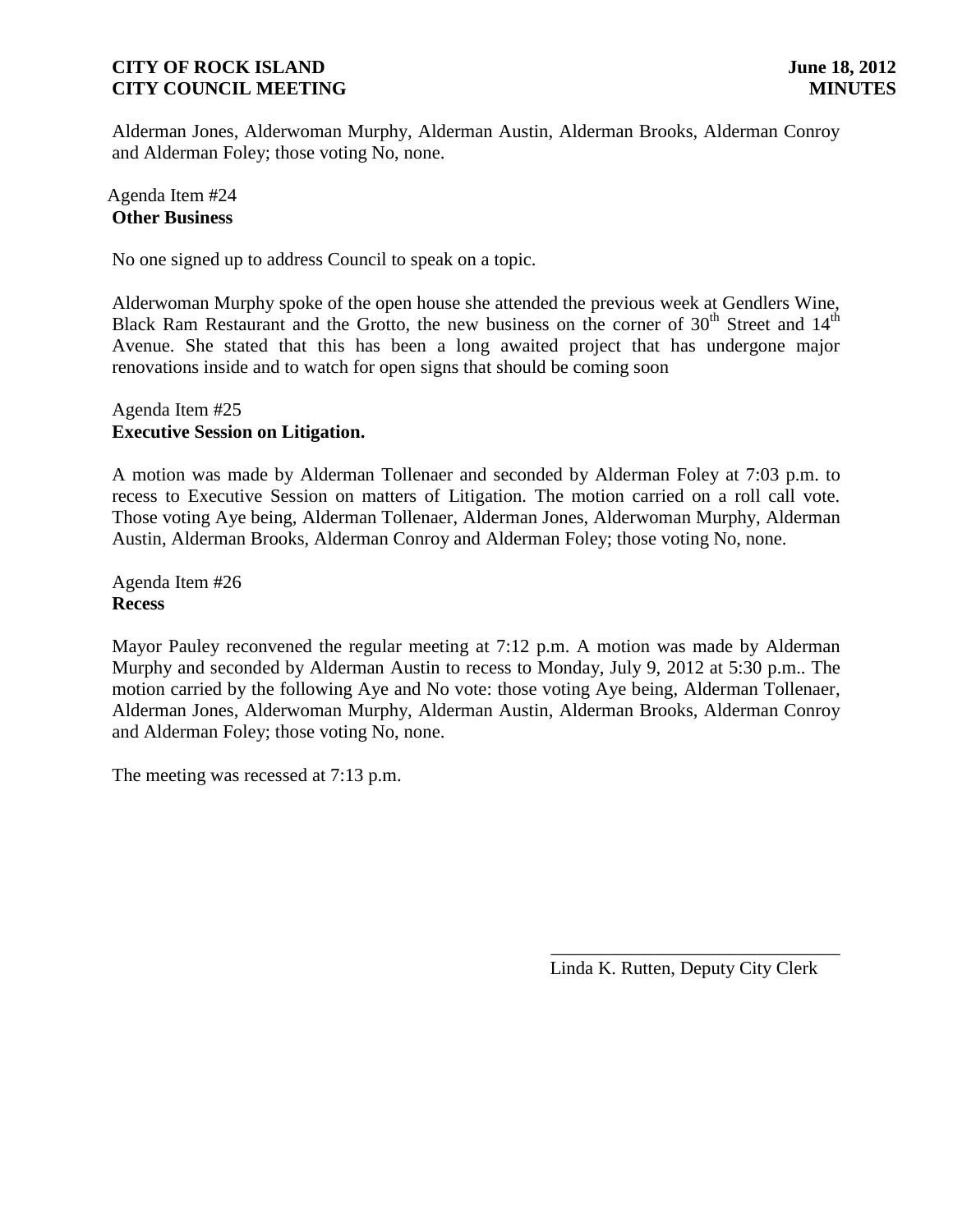Alderman Jones, Alderwoman Murphy, Alderman Austin, Alderman Brooks, Alderman Conroy and Alderman Foley; those voting No, none.

Agenda Item #24
**Other Business**

No one signed up to address Council to speak on a topic.

Alderwoman Murphy spoke of the open house she attended the previous week at Gendlers Wine, Black Ram Restaurant and the Grotto, the new business on the corner of 30th Street and 14th Avenue. She stated that this has been a long awaited project that has undergone major renovations inside and to watch for open signs that should be coming soon

Agenda Item #25
**Executive Session on Litigation.**

A motion was made by Alderman Tollenaer and seconded by Alderman Foley at 7:03 p.m. to recess to Executive Session on matters of Litigation. The motion carried on a roll call vote. Those voting Aye being, Alderman Tollenaer, Alderman Jones, Alderwoman Murphy, Alderman Austin, Alderman Brooks, Alderman Conroy and Alderman Foley; those voting No, none.

Agenda Item #26
**Recess**

Mayor Pauley reconvened the regular meeting at 7:12 p.m. A motion was made by Alderman Murphy and seconded by Alderman Austin to recess to Monday, July 9, 2012 at 5:30 p.m.. The motion carried by the following Aye and No vote: those voting Aye being, Alderman Tollenaer, Alderman Jones, Alderwoman Murphy, Alderman Austin, Alderman Brooks, Alderman Conroy and Alderman Foley; those voting No, none.

The meeting was recessed at 7:13 p.m.

_______________________________
Linda K. Rutten, Deputy City Clerk